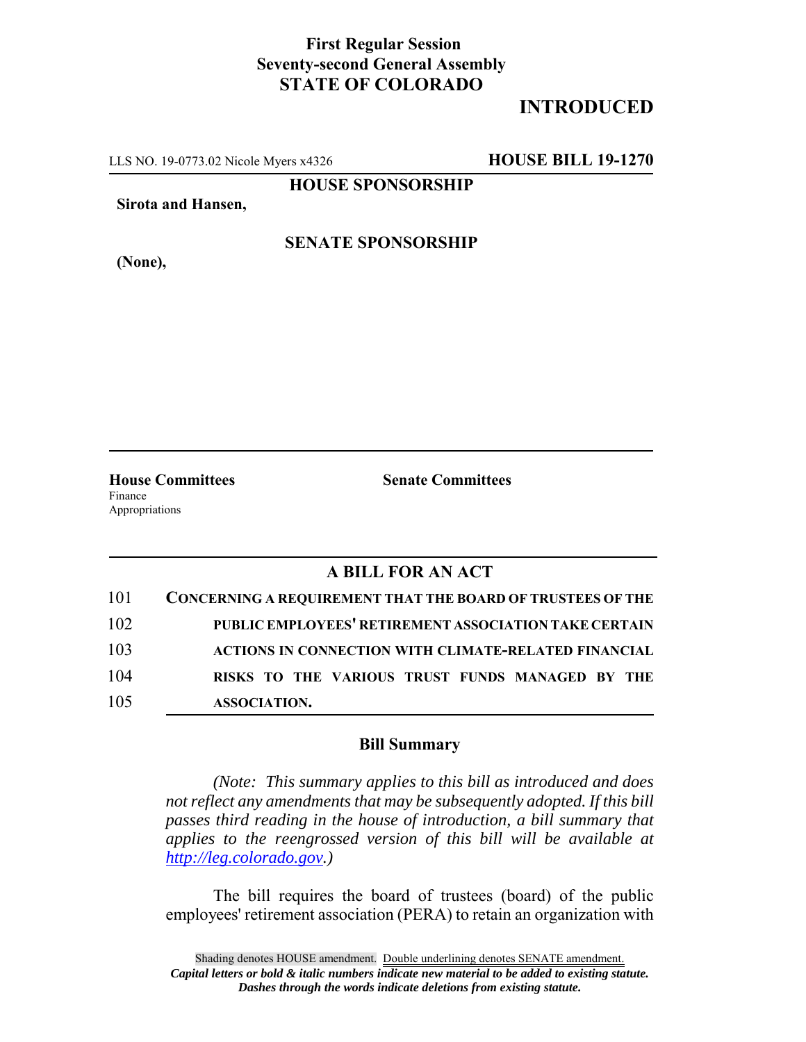**First Regular Session**
**Seventy-second General Assembly**
**STATE OF COLORADO**

# INTRODUCED

LLS NO. 19-0773.02 Nicole Myers x4326 **HOUSE BILL 19-1270**

**HOUSE SPONSORSHIP**

**Sirota and Hansen,**

**SENATE SPONSORSHIP**

**(None),**

**House Committees**
Finance
Appropriations

**Senate Committees**

## A BILL FOR AN ACT

101 **CONCERNING A REQUIREMENT THAT THE BOARD OF TRUSTEES OF THE**
102 **PUBLIC EMPLOYEES' RETIREMENT ASSOCIATION TAKE CERTAIN**
103 **ACTIONS IN CONNECTION WITH CLIMATE-RELATED FINANCIAL**
104 **RISKS TO THE VARIOUS TRUST FUNDS MANAGED BY THE**
105 **ASSOCIATION.**

### Bill Summary

*(Note: This summary applies to this bill as introduced and does not reflect any amendments that may be subsequently adopted. If this bill passes third reading in the house of introduction, a bill summary that applies to the reengrossed version of this bill will be available at http://leg.colorado.gov.)*

The bill requires the board of trustees (board) of the public employees' retirement association (PERA) to retain an organization with

Shading denotes HOUSE amendment. Double underlining denotes SENATE amendment.
*Capital letters or bold & italic numbers indicate new material to be added to existing statute.*
*Dashes through the words indicate deletions from existing statute.*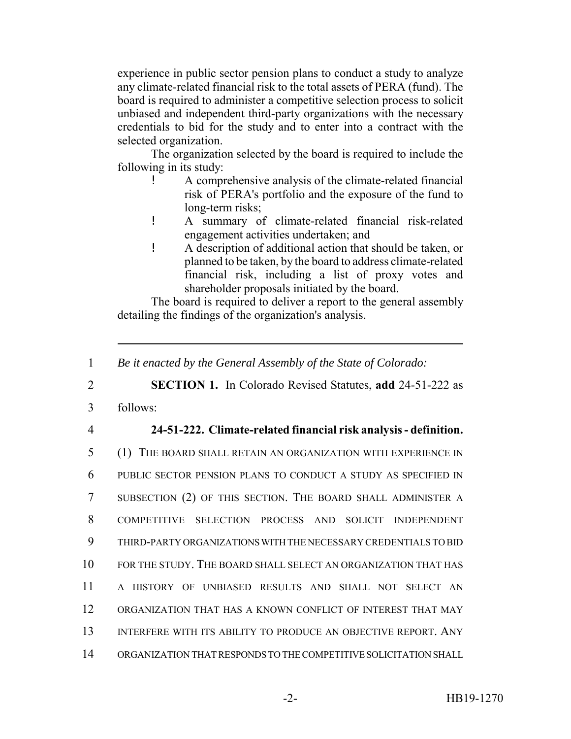experience in public sector pension plans to conduct a study to analyze any climate-related financial risk to the total assets of PERA (fund). The board is required to administer a competitive selection process to solicit unbiased and independent third-party organizations with the necessary credentials to bid for the study and to enter into a contract with the selected organization.

The organization selected by the board is required to include the following in its study:

- A comprehensive analysis of the climate-related financial risk of PERA's portfolio and the exposure of the fund to long-term risks;
- A summary of climate-related financial risk-related engagement activities undertaken; and
- A description of additional action that should be taken, or planned to be taken, by the board to address climate-related financial risk, including a list of proxy votes and shareholder proposals initiated by the board.

The board is required to deliver a report to the general assembly detailing the findings of the organization's analysis.

---

1 *Be it enacted by the General Assembly of the State of Colorado:*

2 **SECTION 1.** In Colorado Revised Statutes, **add** 24-51-222 as
3 follows:

4 **24-51-222. Climate-related financial risk analysis - definition.**
5 (1) THE BOARD SHALL RETAIN AN ORGANIZATION WITH EXPERIENCE IN
6 PUBLIC SECTOR PENSION PLANS TO CONDUCT A STUDY AS SPECIFIED IN
7 SUBSECTION (2) OF THIS SECTION. THE BOARD SHALL ADMINISTER A
8 COMPETITIVE SELECTION PROCESS AND SOLICIT INDEPENDENT
9 THIRD-PARTY ORGANIZATIONS WITH THE NECESSARY CREDENTIALS TO BID
10 FOR THE STUDY. THE BOARD SHALL SELECT AN ORGANIZATION THAT HAS
11 A HISTORY OF UNBIASED RESULTS AND SHALL NOT SELECT AN
12 ORGANIZATION THAT HAS A KNOWN CONFLICT OF INTEREST THAT MAY
13 INTERFERE WITH ITS ABILITY TO PRODUCE AN OBJECTIVE REPORT. ANY
14 ORGANIZATION THAT RESPONDS TO THE COMPETITIVE SOLICITATION SHALL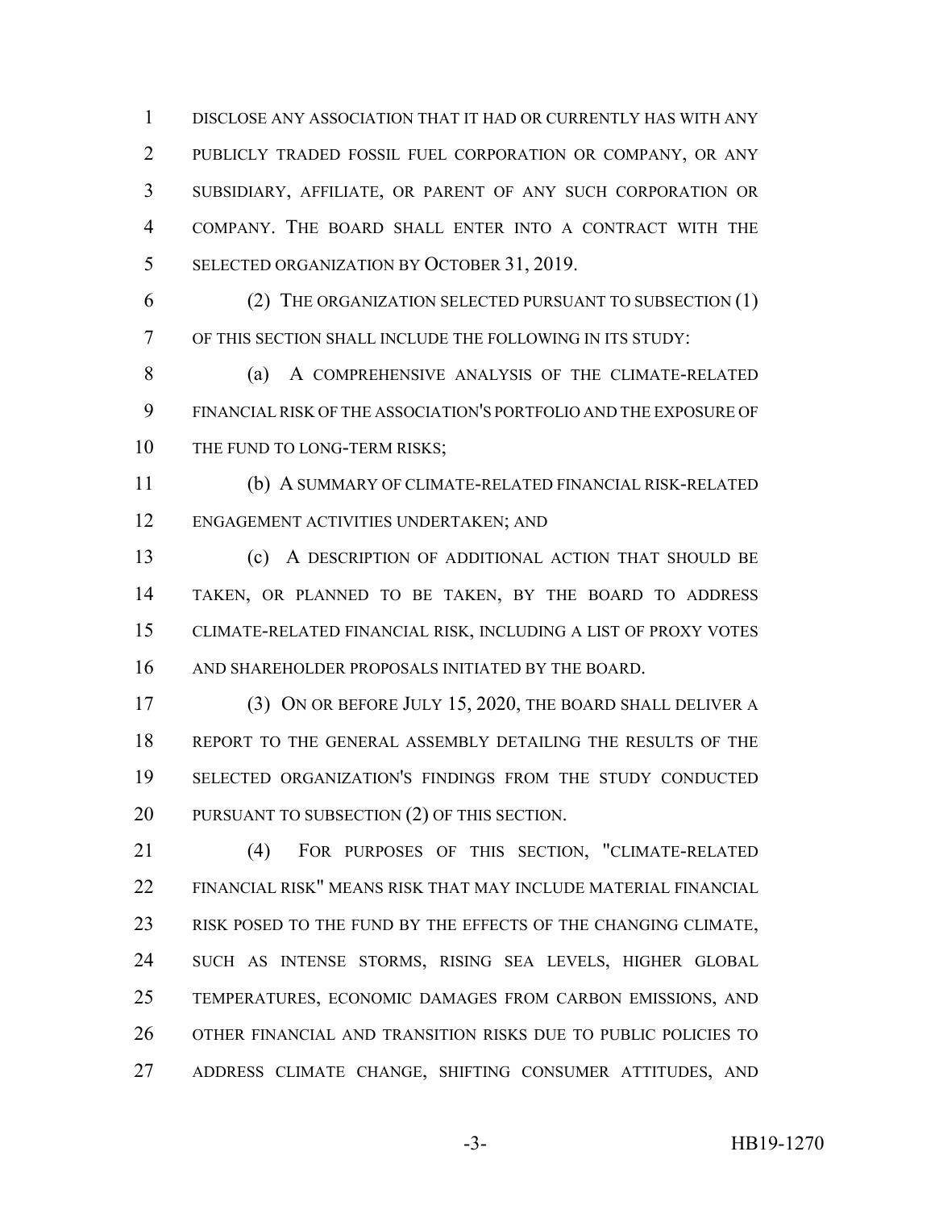DISCLOSE ANY ASSOCIATION THAT IT HAD OR CURRENTLY HAS WITH ANY PUBLICLY TRADED FOSSIL FUEL CORPORATION OR COMPANY, OR ANY SUBSIDIARY, AFFILIATE, OR PARENT OF ANY SUCH CORPORATION OR COMPANY. THE BOARD SHALL ENTER INTO A CONTRACT WITH THE SELECTED ORGANIZATION BY OCTOBER 31, 2019.

(2) THE ORGANIZATION SELECTED PURSUANT TO SUBSECTION (1) OF THIS SECTION SHALL INCLUDE THE FOLLOWING IN ITS STUDY:

(a) A COMPREHENSIVE ANALYSIS OF THE CLIMATE-RELATED FINANCIAL RISK OF THE ASSOCIATION'S PORTFOLIO AND THE EXPOSURE OF THE FUND TO LONG-TERM RISKS;

(b) A SUMMARY OF CLIMATE-RELATED FINANCIAL RISK-RELATED ENGAGEMENT ACTIVITIES UNDERTAKEN; AND

(c) A DESCRIPTION OF ADDITIONAL ACTION THAT SHOULD BE TAKEN, OR PLANNED TO BE TAKEN, BY THE BOARD TO ADDRESS CLIMATE-RELATED FINANCIAL RISK, INCLUDING A LIST OF PROXY VOTES AND SHAREHOLDER PROPOSALS INITIATED BY THE BOARD.

(3) ON OR BEFORE JULY 15, 2020, THE BOARD SHALL DELIVER A REPORT TO THE GENERAL ASSEMBLY DETAILING THE RESULTS OF THE SELECTED ORGANIZATION'S FINDINGS FROM THE STUDY CONDUCTED PURSUANT TO SUBSECTION (2) OF THIS SECTION.

(4) FOR PURPOSES OF THIS SECTION, "CLIMATE-RELATED FINANCIAL RISK" MEANS RISK THAT MAY INCLUDE MATERIAL FINANCIAL RISK POSED TO THE FUND BY THE EFFECTS OF THE CHANGING CLIMATE, SUCH AS INTENSE STORMS, RISING SEA LEVELS, HIGHER GLOBAL TEMPERATURES, ECONOMIC DAMAGES FROM CARBON EMISSIONS, AND OTHER FINANCIAL AND TRANSITION RISKS DUE TO PUBLIC POLICIES TO ADDRESS CLIMATE CHANGE, SHIFTING CONSUMER ATTITUDES, AND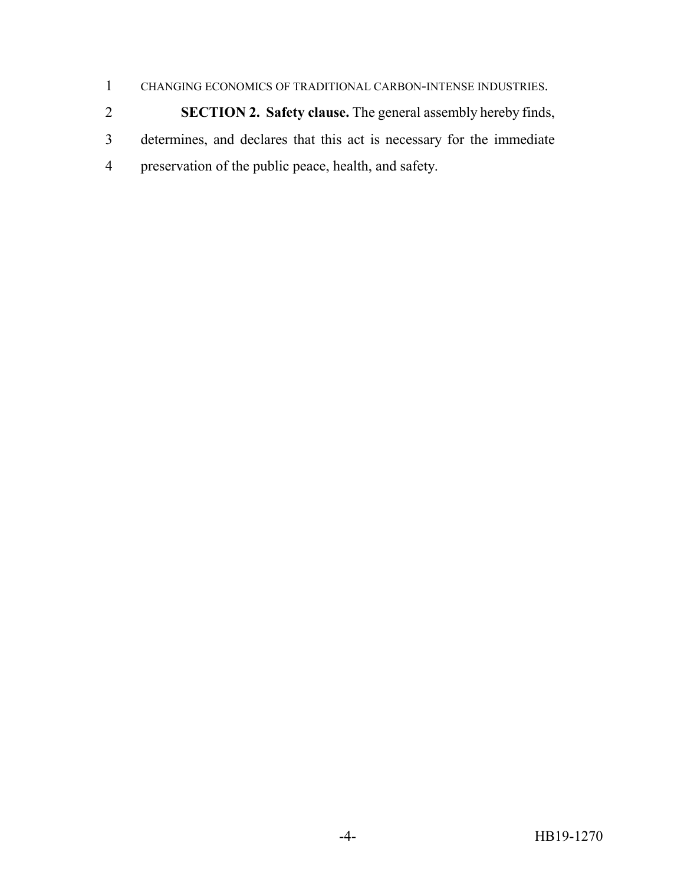CHANGING ECONOMICS OF TRADITIONAL CARBON-INTENSE INDUSTRIES.

**SECTION 2. Safety clause.** The general assembly hereby finds, determines, and declares that this act is necessary for the immediate preservation of the public peace, health, and safety.